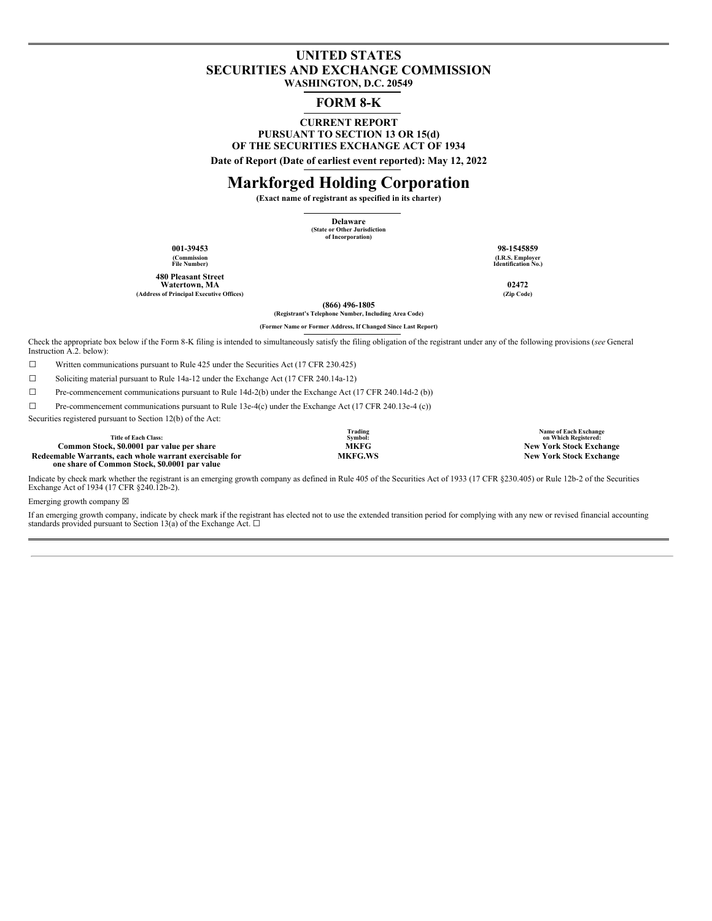# UNITED STATES
# SECURITIES AND EXCHANGE COMMISSION
**WASHINGTON, D.C. 20549**

## FORM 8-K

**CURRENT REPORT**
**PURSUANT TO SECTION 13 OR 15(d)**
**OF THE SECURITIES EXCHANGE ACT OF 1934**

**Date of Report (Date of earliest event reported): May 12, 2022**

# Markforged Holding Corporation

**(Exact name of registrant as specified in its charter)**

**Delaware**
**(State or Other Jurisdiction of Incorporation)**

| | |
|---|---|
| **001-39453** | **98-1545859** |
| **(Commission File Number)** | **(I.R.S. Employer Identification No.)** |
| **480 Pleasant Street Watertown, MA** | **02472** |
| **(Address of Principal Executive Offices)** | **(Zip Code)** |

**(866) 496-1805**
**(Registrant's Telephone Number, Including Area Code)**

**(Former Name or Former Address, If Changed Since Last Report)**

Check the appropriate box below if the Form 8-K filing is intended to simultaneously satisfy the filing obligation of the registrant under any of the following provisions (*see* General Instruction A.2. below):

☐ Written communications pursuant to Rule 425 under the Securities Act (17 CFR 230.425)

☐ Soliciting material pursuant to Rule 14a-12 under the Exchange Act (17 CFR 240.14a-12)

☐ Pre-commencement communications pursuant to Rule 14d-2(b) under the Exchange Act (17 CFR 240.14d-2 (b))

☐ Pre-commencement communications pursuant to Rule 13e-4(c) under the Exchange Act (17 CFR 240.13e-4 (c))

Securities registered pursuant to Section 12(b) of the Act:

| Title of Each Class: | Trading Symbol: | Name of Each Exchange on Which Registered: |
|---|---|---|
| **Common Stock, $0.0001 par value per share** | **MKFG** | **New York Stock Exchange** |
| **Redeemable Warrants, each whole warrant exercisable for one share of Common Stock, $0.0001 par value** | **MKFG.WS** | **New York Stock Exchange** |

Indicate by check mark whether the registrant is an emerging growth company as defined in Rule 405 of the Securities Act of 1933 (17 CFR §230.405) or Rule 12b-2 of the Securities Exchange Act of 1934 (17 CFR §240.12b-2).

Emerging growth company ☒

If an emerging growth company, indicate by check mark if the registrant has elected not to use the extended transition period for complying with any new or revised financial accounting standards provided pursuant to Section 13(a) of the Exchange Act. ☐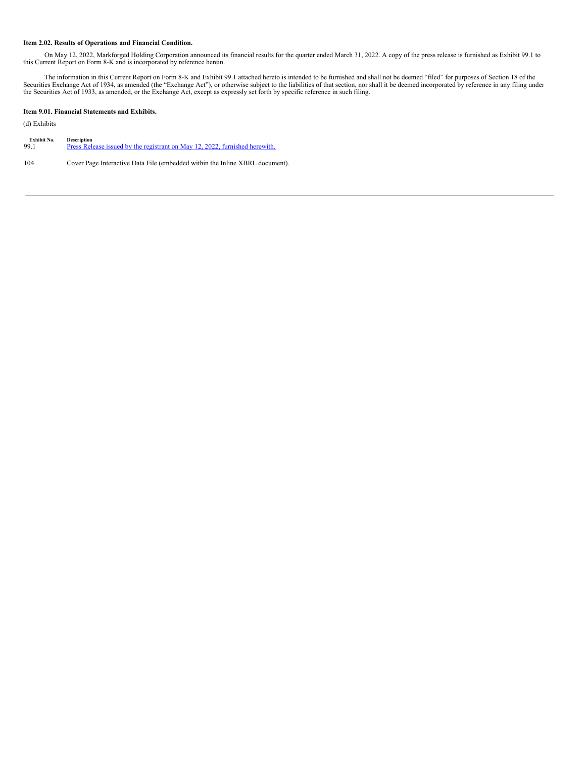**Item 2.02. Results of Operations and Financial Condition.**

On May 12, 2022, Markforged Holding Corporation announced its financial results for the quarter ended March 31, 2022. A copy of the press release is furnished as Exhibit 99.1 to this Current Report on Form 8-K and is incorporated by reference herein.

The information in this Current Report on Form 8-K and Exhibit 99.1 attached hereto is intended to be furnished and shall not be deemed "filed" for purposes of Section 18 of the Securities Exchange Act of 1934, as amended (the "Exchange Act"), or otherwise subject to the liabilities of that section, nor shall it be deemed incorporated by reference in any filing under the Securities Act of 1933, as amended, or the Exchange Act, except as expressly set forth by specific reference in such filing.

**Item 9.01. Financial Statements and Exhibits.**

(d) Exhibits

| Exhibit No. | Description |
|---|---|
| 99.1 | Press Release issued by the registrant on May 12, 2022, furnished herewith. |
| 104 | Cover Page Interactive Data File (embedded within the Inline XBRL document). |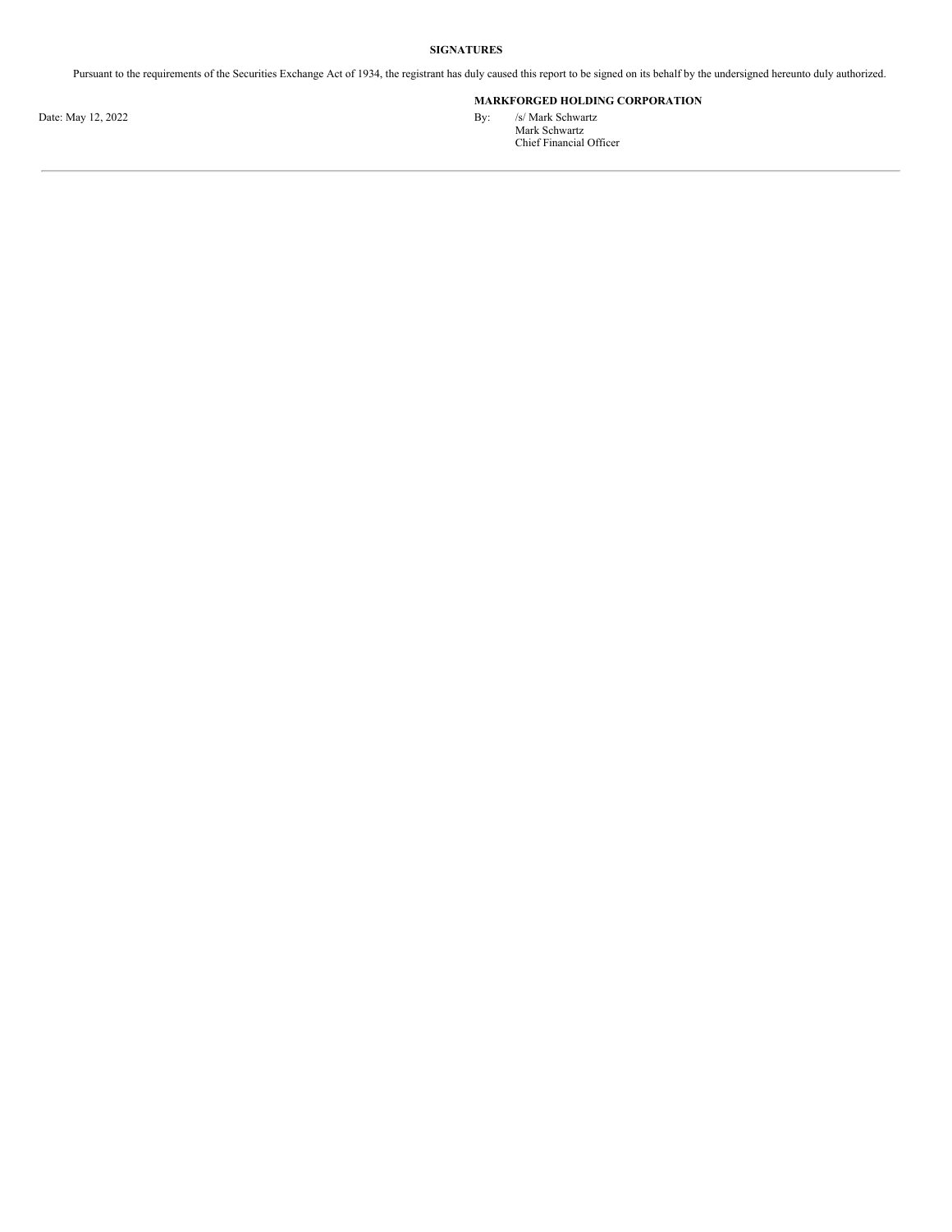**SIGNATURES**

Pursuant to the requirements of the Securities Exchange Act of 1934, the registrant has duly caused this report to be signed on its behalf by the undersigned hereunto duly authorized.

**MARKFORGED HOLDING CORPORATION**

Date: May 12, 2022

By: /s/ Mark Schwartz
Mark Schwartz
Chief Financial Officer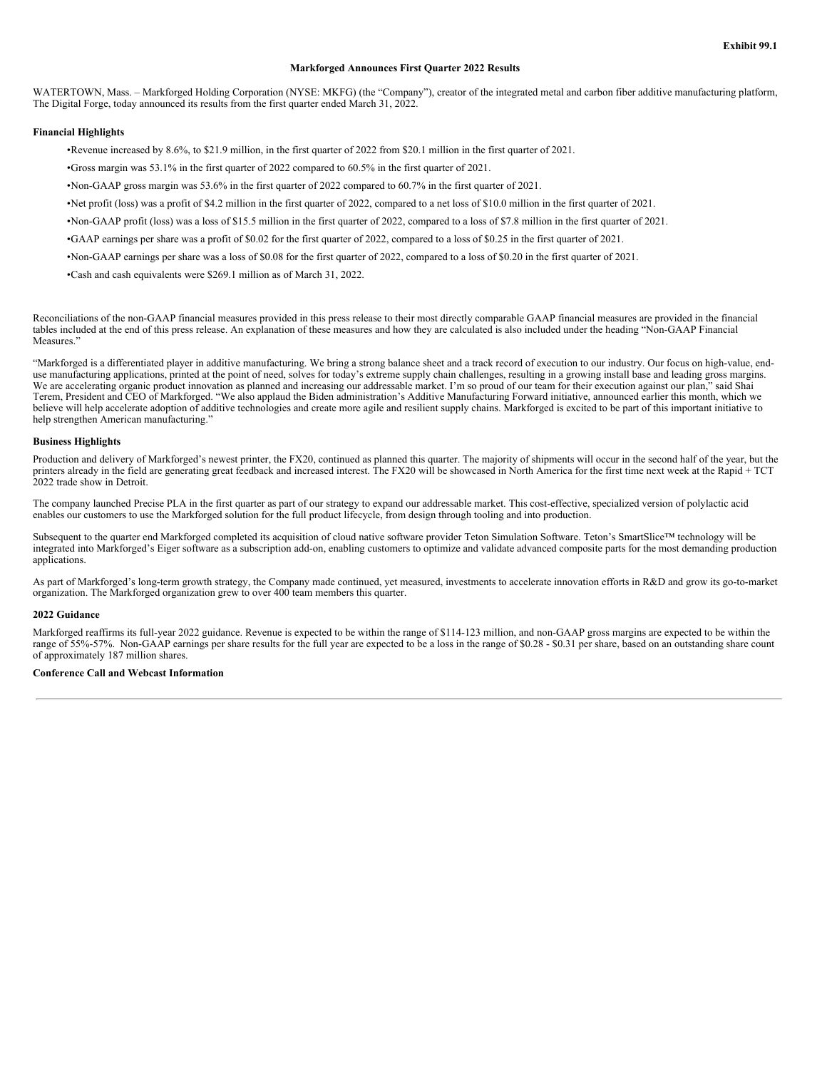Exhibit 99.1

# Markforged Announces First Quarter 2022 Results

WATERTOWN, Mass. – Markforged Holding Corporation (NYSE: MKFG) (the "Company"), creator of the integrated metal and carbon fiber additive manufacturing platform, The Digital Forge, today announced its results from the first quarter ended March 31, 2022.

## Financial Highlights

- Revenue increased by 8.6%, to $21.9 million, in the first quarter of 2022 from $20.1 million in the first quarter of 2021.
- Gross margin was 53.1% in the first quarter of 2022 compared to 60.5% in the first quarter of 2021.
- Non-GAAP gross margin was 53.6% in the first quarter of 2022 compared to 60.7% in the first quarter of 2021.
- Net profit (loss) was a profit of $4.2 million in the first quarter of 2022, compared to a net loss of $10.0 million in the first quarter of 2021.
- Non-GAAP profit (loss) was a loss of $15.5 million in the first quarter of 2022, compared to a loss of $7.8 million in the first quarter of 2021.
- GAAP earnings per share was a profit of $0.02 for the first quarter of 2022, compared to a loss of $0.25 in the first quarter of 2021.
- Non-GAAP earnings per share was a loss of $0.08 for the first quarter of 2022, compared to a loss of $0.20 in the first quarter of 2021.
- Cash and cash equivalents were $269.1 million as of March 31, 2022.

Reconciliations of the non-GAAP financial measures provided in this press release to their most directly comparable GAAP financial measures are provided in the financial tables included at the end of this press release. An explanation of these measures and how they are calculated is also included under the heading "Non-GAAP Financial Measures."

"Markforged is a differentiated player in additive manufacturing. We bring a strong balance sheet and a track record of execution to our industry. Our focus on high-value, end-use manufacturing applications, printed at the point of need, solves for today's extreme supply chain challenges, resulting in a growing install base and leading gross margins. We are accelerating organic product innovation as planned and increasing our addressable market. I'm so proud of our team for their execution against our plan," said Shai Terem, President and CEO of Markforged. "We also applaud the Biden administration's Additive Manufacturing Forward initiative, announced earlier this month, which we believe will help accelerate adoption of additive technologies and create more agile and resilient supply chains. Markforged is excited to be part of this important initiative to help strengthen American manufacturing."

## Business Highlights

Production and delivery of Markforged's newest printer, the FX20, continued as planned this quarter. The majority of shipments will occur in the second half of the year, but the printers already in the field are generating great feedback and increased interest. The FX20 will be showcased in North America for the first time next week at the Rapid + TCT 2022 trade show in Detroit.

The company launched Precise PLA in the first quarter as part of our strategy to expand our addressable market. This cost-effective, specialized version of polylactic acid enables our customers to use the Markforged solution for the full product lifecycle, from design through tooling and into production.

Subsequent to the quarter end Markforged completed its acquisition of cloud native software provider Teton Simulation Software. Teton's SmartSlice™ technology will be integrated into Markforged's Eiger software as a subscription add-on, enabling customers to optimize and validate advanced composite parts for the most demanding production applications.

As part of Markforged's long-term growth strategy, the Company made continued, yet measured, investments to accelerate innovation efforts in R&D and grow its go-to-market organization. The Markforged organization grew to over 400 team members this quarter.

## 2022 Guidance

Markforged reaffirms its full-year 2022 guidance. Revenue is expected to be within the range of $114-123 million, and non-GAAP gross margins are expected to be within the range of 55%-57%. Non-GAAP earnings per share results for the full year are expected to be a loss in the range of $0.28 - $0.31 per share, based on an outstanding share count of approximately 187 million shares.

## Conference Call and Webcast Information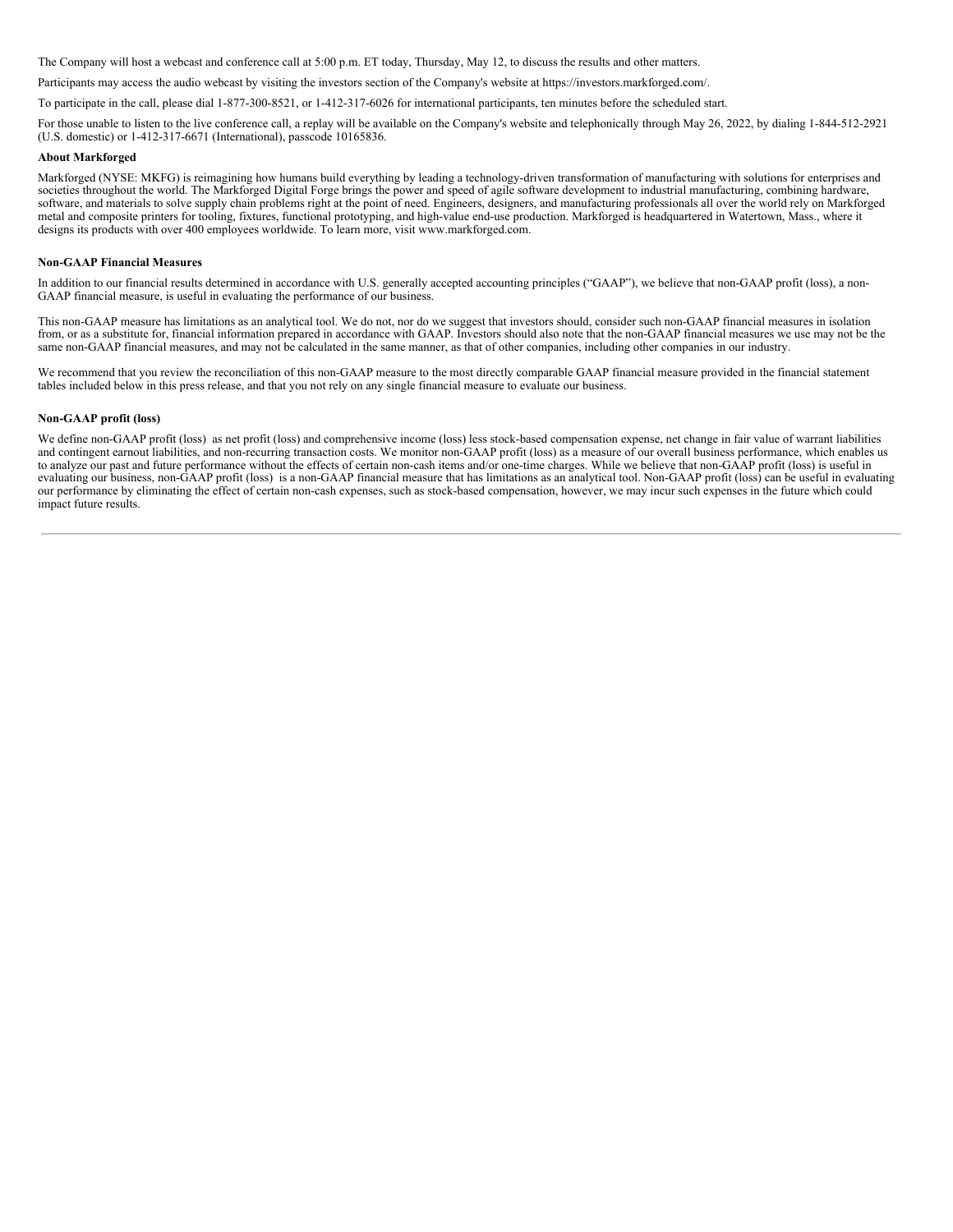The Company will host a webcast and conference call at 5:00 p.m. ET today, Thursday, May 12, to discuss the results and other matters.

Participants may access the audio webcast by visiting the investors section of the Company's website at https://investors.markforged.com/.

To participate in the call, please dial 1-877-300-8521, or 1-412-317-6026 for international participants, ten minutes before the scheduled start.

For those unable to listen to the live conference call, a replay will be available on the Company's website and telephonically through May 26, 2022, by dialing 1-844-512-2921 (U.S. domestic) or 1-412-317-6671 (International), passcode 10165836.

**About Markforged**

Markforged (NYSE: MKFG) is reimagining how humans build everything by leading a technology-driven transformation of manufacturing with solutions for enterprises and societies throughout the world. The Markforged Digital Forge brings the power and speed of agile software development to industrial manufacturing, combining hardware, software, and materials to solve supply chain problems right at the point of need. Engineers, designers, and manufacturing professionals all over the world rely on Markforged metal and composite printers for tooling, fixtures, functional prototyping, and high-value end-use production. Markforged is headquartered in Watertown, Mass., where it designs its products with over 400 employees worldwide. To learn more, visit www.markforged.com.

**Non-GAAP Financial Measures**

In addition to our financial results determined in accordance with U.S. generally accepted accounting principles ("GAAP"), we believe that non-GAAP profit (loss), a non-GAAP financial measure, is useful in evaluating the performance of our business.

This non-GAAP measure has limitations as an analytical tool. We do not, nor do we suggest that investors should, consider such non-GAAP financial measures in isolation from, or as a substitute for, financial information prepared in accordance with GAAP. Investors should also note that the non-GAAP financial measures we use may not be the same non-GAAP financial measures, and may not be calculated in the same manner, as that of other companies, including other companies in our industry.

We recommend that you review the reconciliation of this non-GAAP measure to the most directly comparable GAAP financial measure provided in the financial statement tables included below in this press release, and that you not rely on any single financial measure to evaluate our business.

**Non-GAAP profit (loss)**

We define non-GAAP profit (loss) as net profit (loss) and comprehensive income (loss) less stock-based compensation expense, net change in fair value of warrant liabilities and contingent earnout liabilities, and non-recurring transaction costs. We monitor non-GAAP profit (loss) as a measure of our overall business performance, which enables us to analyze our past and future performance without the effects of certain non-cash items and/or one-time charges. While we believe that non-GAAP profit (loss) is useful in evaluating our business, non-GAAP profit (loss) is a non-GAAP financial measure that has limitations as an analytical tool. Non-GAAP profit (loss) can be useful in evaluating our performance by eliminating the effect of certain non-cash expenses, such as stock-based compensation, however, we may incur such expenses in the future which could impact future results.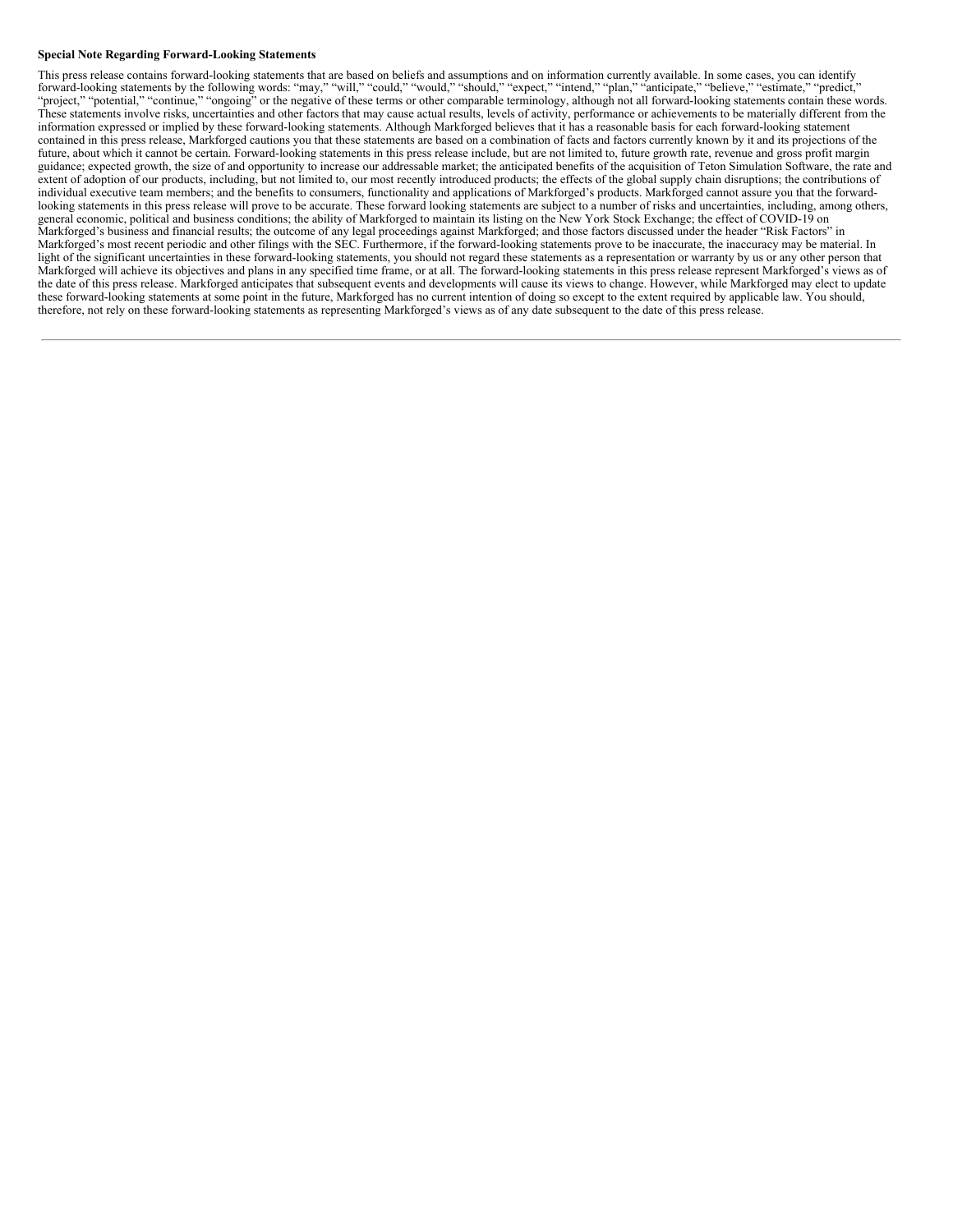**Special Note Regarding Forward-Looking Statements**

This press release contains forward-looking statements that are based on beliefs and assumptions and on information currently available. In some cases, you can identify forward-looking statements by the following words: "may," "will," "could," "would," "should," "expect," "intend," "plan," "anticipate," "believe," "estimate," "predict," "project," "potential," "continue," "ongoing" or the negative of these terms or other comparable terminology, although not all forward-looking statements contain these words. These statements involve risks, uncertainties and other factors that may cause actual results, levels of activity, performance or achievements to be materially different from the information expressed or implied by these forward-looking statements. Although Markforged believes that it has a reasonable basis for each forward-looking statement contained in this press release, Markforged cautions you that these statements are based on a combination of facts and factors currently known by it and its projections of the future, about which it cannot be certain. Forward-looking statements in this press release include, but are not limited to, future growth rate, revenue and gross profit margin guidance; expected growth, the size of and opportunity to increase our addressable market; the anticipated benefits of the acquisition of Teton Simulation Software, the rate and extent of adoption of our products, including, but not limited to, our most recently introduced products; the effects of the global supply chain disruptions; the contributions of individual executive team members; and the benefits to consumers, functionality and applications of Markforged's products. Markforged cannot assure you that the forward-looking statements in this press release will prove to be accurate. These forward looking statements are subject to a number of risks and uncertainties, including, among others, general economic, political and business conditions; the ability of Markforged to maintain its listing on the New York Stock Exchange; the effect of COVID-19 on Markforged's business and financial results; the outcome of any legal proceedings against Markforged; and those factors discussed under the header "Risk Factors" in Markforged's most recent periodic and other filings with the SEC. Furthermore, if the forward-looking statements prove to be inaccurate, the inaccuracy may be material. In light of the significant uncertainties in these forward-looking statements, you should not regard these statements as a representation or warranty by us or any other person that Markforged will achieve its objectives and plans in any specified time frame, or at all. The forward-looking statements in this press release represent Markforged's views as of the date of this press release. Markforged anticipates that subsequent events and developments will cause its views to change. However, while Markforged may elect to update these forward-looking statements at some point in the future, Markforged has no current intention of doing so except to the extent required by applicable law. You should, therefore, not rely on these forward-looking statements as representing Markforged's views as of any date subsequent to the date of this press release.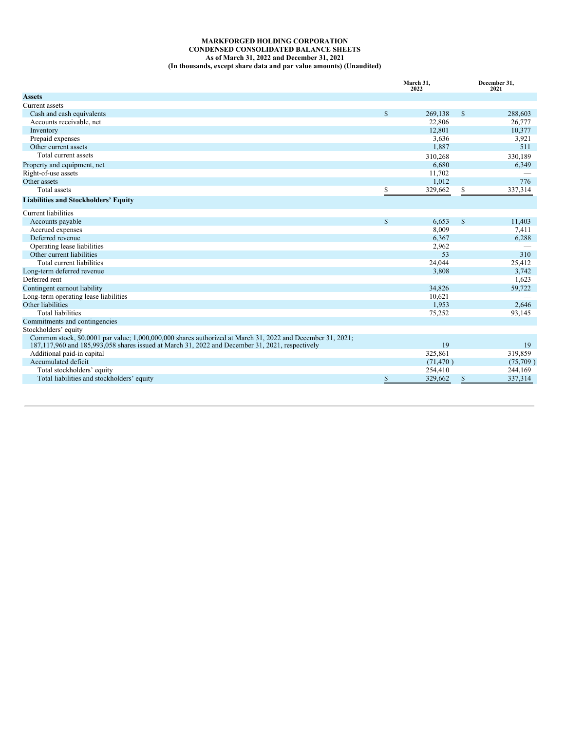**MARKFORGED HOLDING CORPORATION**
**CONDENSED CONSOLIDATED BALANCE SHEETS**
**As of March 31, 2022 and December 31, 2021**
**(In thousands, except share data and par value amounts) (Unaudited)**

| | March 31, 2022 | December 31, 2021 |
|---|---|---|
| **Assets** | | |
| Current assets | | |
| Cash and cash equivalents | $ 269,138 | $ 288,603 |
| Accounts receivable, net | 22,806 | 26,777 |
| Inventory | 12,801 | 10,377 |
| Prepaid expenses | 3,636 | 3,921 |
| Other current assets | 1,887 | 511 |
| Total current assets | 310,268 | 330,189 |
| Property and equipment, net | 6,680 | 6,349 |
| Right-of-use assets | 11,702 | — |
| Other assets | 1,012 | 776 |
| Total assets | $ 329,662 | $ 337,314 |
| **Liabilities and Stockholders' Equity** | | |
| Current liabilities | | |
| Accounts payable | $ 6,653 | $ 11,403 |
| Accrued expenses | 8,009 | 7,411 |
| Deferred revenue | 6,367 | 6,288 |
| Operating lease liabilities | 2,962 | — |
| Other current liabilities | 53 | 310 |
| Total current liabilities | 24,044 | 25,412 |
| Long-term deferred revenue | 3,808 | 3,742 |
| Deferred rent | — | 1,623 |
| Contingent earnout liability | 34,826 | 59,722 |
| Long-term operating lease liabilities | 10,621 | — |
| Other liabilities | 1,953 | 2,646 |
| Total liabilities | 75,252 | 93,145 |
| Commitments and contingencies | | |
| Stockholders' equity | | |
| Common stock, $0.0001 par value; 1,000,000,000 shares authorized at March 31, 2022 and December 31, 2021; 187,117,960 and 185,993,058 shares issued at March 31, 2022 and December 31, 2021, respectively | 19 | 19 |
| Additional paid-in capital | 325,861 | 319,859 |
| Accumulated deficit | (71,470 ) | (75,709 ) |
| Total stockholders' equity | 254,410 | 244,169 |
| Total liabilities and stockholders' equity | $ 329,662 | $ 337,314 |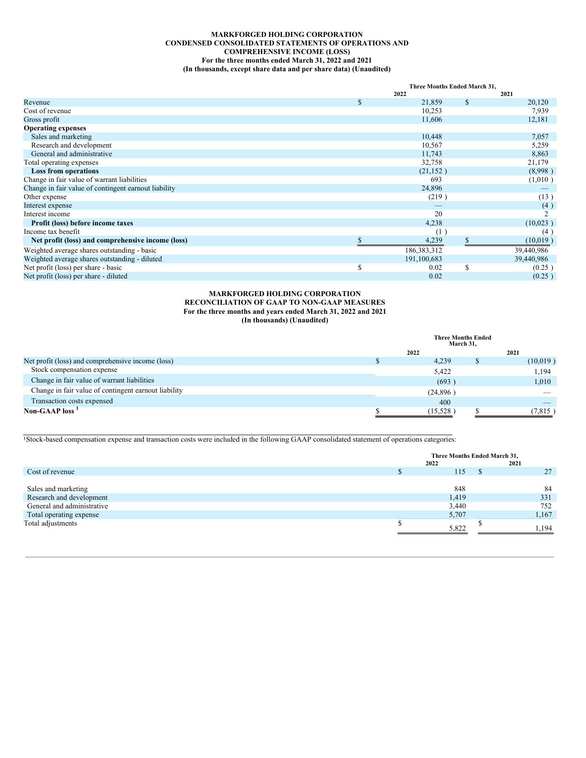**MARKFORGED HOLDING CORPORATION**
**CONDENSED CONSOLIDATED STATEMENTS OF OPERATIONS AND COMPREHENSIVE INCOME (LOSS)**
**For the three months ended March 31, 2022 and 2021**
**(In thousands, except share data and per share data) (Unaudited)**

| | Three Months Ended March 31, | |
|---|---|---|
| | 2022 | 2021 |
| Revenue | $ 21,859 | $ 20,120 |
| Cost of revenue | 10,253 | 7,939 |
| Gross profit | 11,606 | 12,181 |
| **Operating expenses** | | |
| Sales and marketing | 10,448 | 7,057 |
| Research and development | 10,567 | 5,259 |
| General and administrative | 11,743 | 8,863 |
| Total operating expenses | 32,758 | 21,179 |
| **Loss from operations** | (21,152 ) | (8,998 ) |
| Change in fair value of warrant liabilities | 693 | (1,010 ) |
| Change in fair value of contingent earnout liability | 24,896 | — |
| Other expense | (219 ) | (13 ) |
| Interest expense | — | (4 ) |
| Interest income | 20 | 2 |
| **Profit (loss) before income taxes** | 4,238 | (10,023 ) |
| Income tax benefit | (1 ) | (4 ) |
| **Net profit (loss) and comprehensive income (loss)** | $ 4,239 | $ (10,019 ) |
| Weighted average shares outstanding - basic | 186,383,312 | 39,440,986 |
| Weighted average shares outstanding - diluted | 191,100,683 | 39,440,986 |
| Net profit (loss) per share - basic | $ 0.02 | $ (0.25 ) |
| Net profit (loss) per share - diluted | 0.02 | (0.25 ) |

**MARKFORGED HOLDING CORPORATION**
**RECONCILIATION OF GAAP TO NON-GAAP MEASURES**
**For the three months and years ended March 31, 2022 and 2021**
**(In thousands) (Unaudited)**

| | Three Months Ended March 31, | |
|---|---|---|
| | 2022 | 2021 |
| Net profit (loss) and comprehensive income (loss) | $ 4,239 | $ (10,019 ) |
| Stock compensation expense | 5,422 | 1,194 |
| Change in fair value of warrant liabilities | (693 ) | 1,010 |
| Change in fair value of contingent earnout liability | (24,896 ) | — |
| Transaction costs expensed | 400 | — |
| **Non-GAAP loss [1]** | $ (15,528 ) | $ (7,815 ) |

[1]Stock-based compensation expense and transaction costs were included in the following GAAP consolidated statement of operations categories:

| | Three Months Ended March 31, | |
|---|---|---|
| | 2022 | 2021 |
| Cost of revenue | $ 115 | $ 27 |
| | | |
| Sales and marketing | 848 | 84 |
| Research and development | 1,419 | 331 |
| General and administrative | 3,440 | 752 |
| Total operating expense | 5,707 | 1,167 |
| Total adjustments | $ 5,822 | $ 1,194 |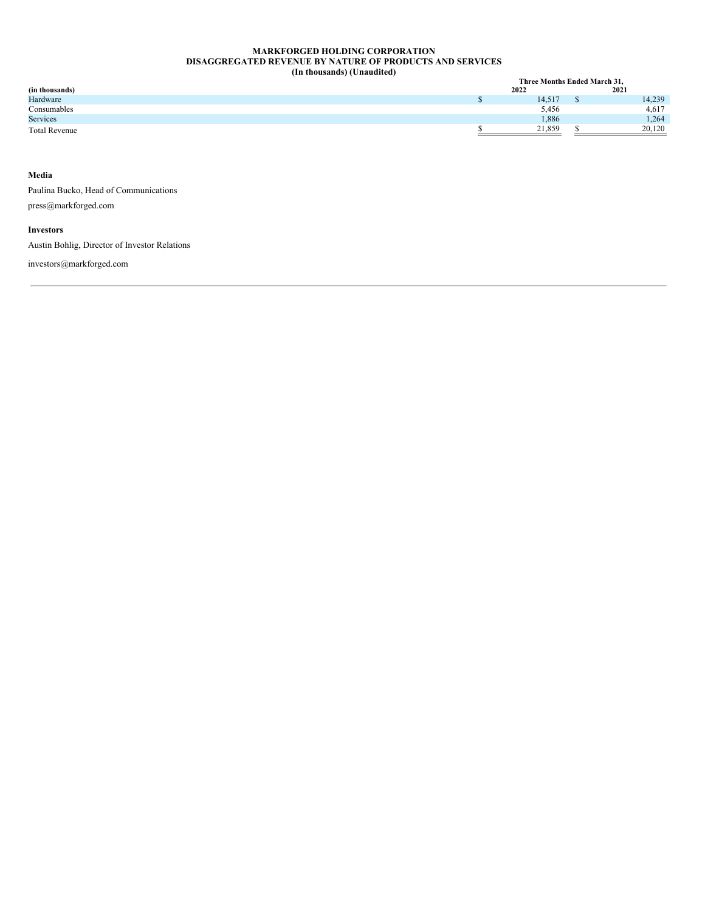**MARKFORGED HOLDING CORPORATION**
**DISAGGREGATED REVENUE BY NATURE OF PRODUCTS AND SERVICES**
**(In thousands) (Unaudited)**

| | Three Months Ended March 31, | |
|---|---|---|
| **(in thousands)** | **2022** | **2021** |
| Hardware | $ 14,517 | $ 14,239 |
| Consumables | 5,456 | 4,617 |
| Services | 1,886 | 1,264 |
| Total Revenue | $ 21,859 | $ 20,120 |

**Media**

Paulina Bucko, Head of Communications

press@markforged.com

**Investors**

Austin Bohlig, Director of Investor Relations

investors@markforged.com